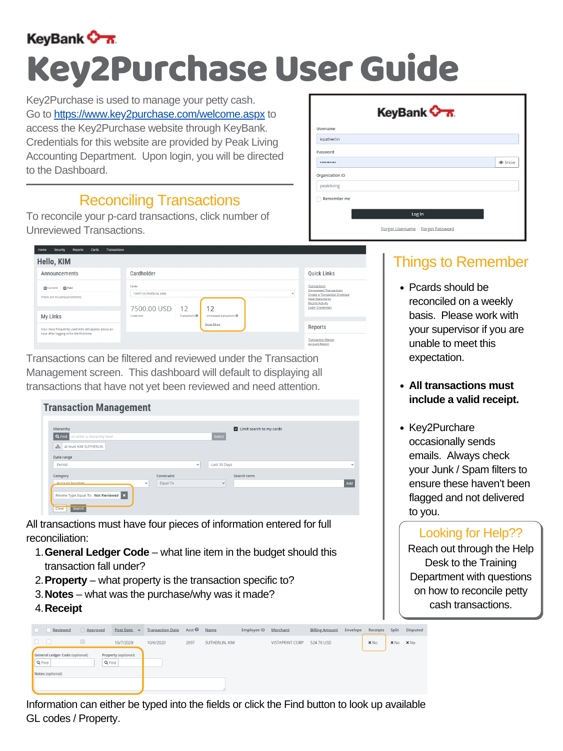KeyBank

# Key2Purchase User Guide

Key2Purchase is used to manage your petty cash. Go to https://www.key2purchase.com/welcome.aspx to access the Key2Purchase website through KeyBank. Credentials for this website are provided by Peak Living Accounting Department. Upon login, you will be directed to the Dashboard.

## Reconciling Transactions

To reconcile your p-card transactions, click number of Unreviewed Transactions.

Transactions can be filtered and reviewed under the Transaction Management screen. This dashboard will default to displaying all transactions that have not yet been reviewed and need attention.

All transactions must have four pieces of information entered for full reconciliation:

1. **General Ledger Code** – what line item in the budget should this transaction fall under?
2. **Property** – what property is the transaction specific to?
3. **Notes** – what was the purchase/why was it made?
4. **Receipt**

Information can either be typed into the fields or click the Find button to look up available GL codes / Property.

## Things to Remember

- Pcards should be reconciled on a weekly basis. Please work with your supervisor if you are unable to meet this expectation.
- **All transactions must include a valid receipt.**
- Key2Purchare occasionally sends emails. Always check your Junk / Spam filters to ensure these haven't been flagged and not delivered to you.

### Looking for Help??

Reach out through the Help Desk to the Training Department with questions on how to reconcile petty cash transactions.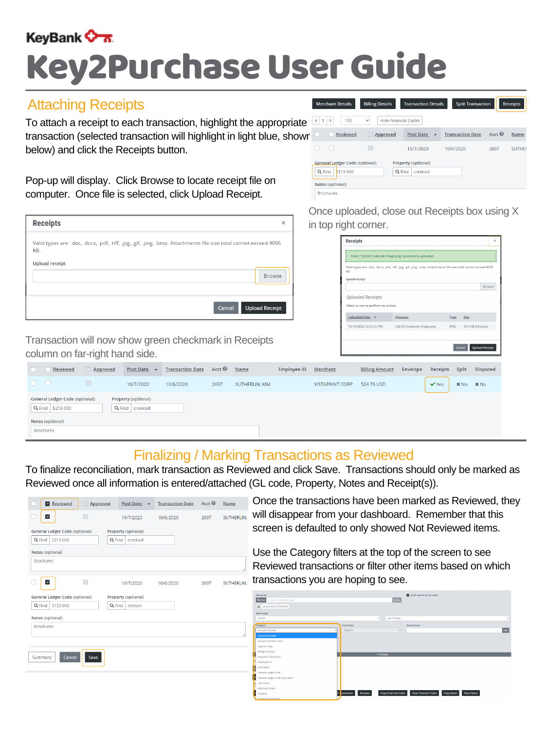# Key2Purchase User Guide

## Attaching Receipts

To attach a receipt to each transaction, highlight the appropriate transaction (selected transaction will highlight in light blue, shown below) and click the Receipts button.

Pop-up will display. Click Browse to locate receipt file on computer. Once file is selected, click Upload Receipt.

Once uploaded, close out Receipts box using X in top right corner.

Transaction will now show green checkmark in Receipts column on far-right hand side.

## Finalizing / Marking Transactions as Reviewed

To finalize reconciliation, mark transaction as Reviewed and click Save. Transactions should only be marked as Reviewed once all information is entered/attached (GL code, Property, Notes and Receipt(s)).

Once the transactions have been marked as Reviewed, they will disappear from your dashboard. Remember that this screen is defaulted to only showed Not Reviewed items.

Use the Category filters at the top of the screen to see Reviewed transactions or filter other items based on which transactions you are hoping to see.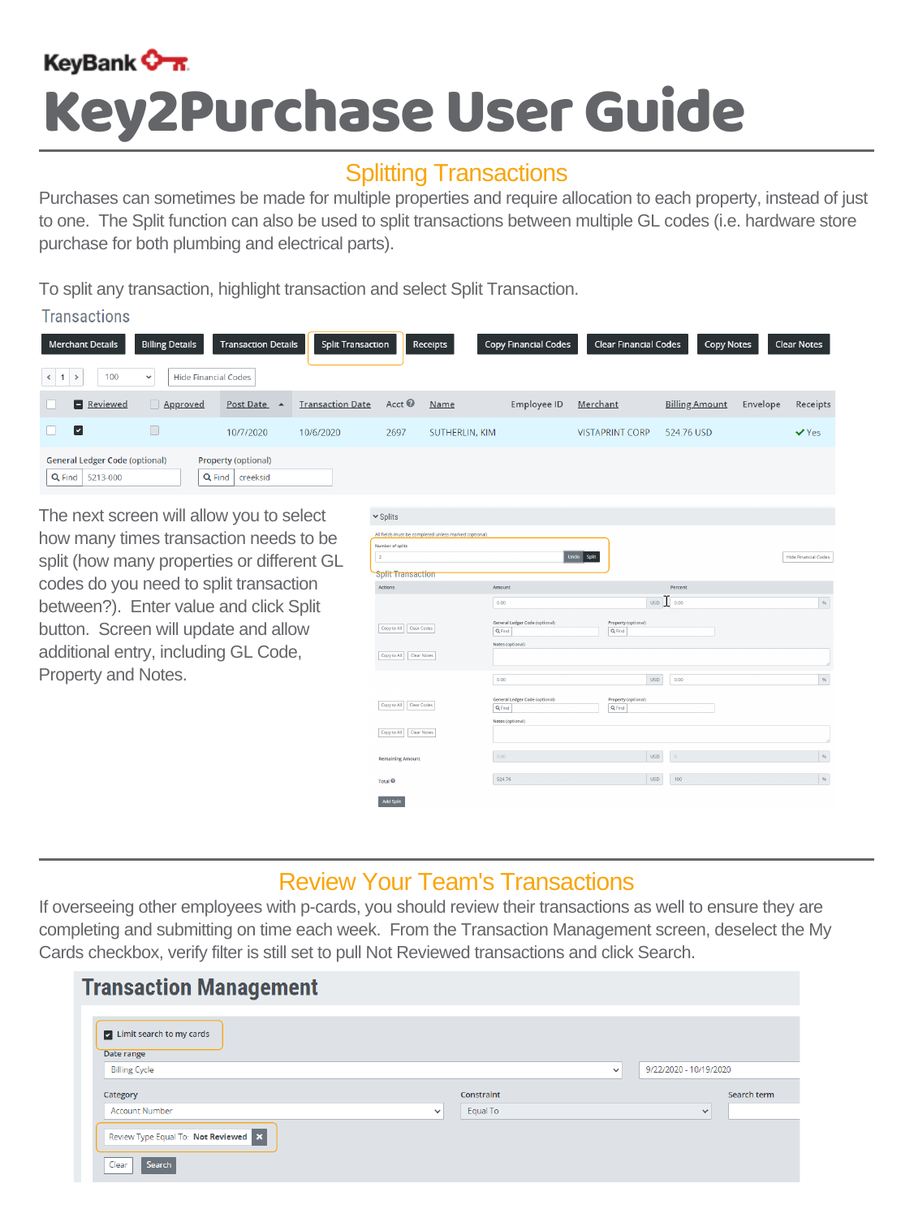KeyBank

# Key2Purchase User Guide

## Splitting Transactions

Purchases can sometimes be made for multiple properties and require allocation to each property, instead of just to one. The Split function can also be used to split transactions between multiple GL codes (i.e. hardware store purchase for both plumbing and electrical parts).

To split any transaction, highlight transaction and select Split Transaction.

Transactions

Merchant Details | Billing Details | Transaction Details | Split Transaction | Receipts | Copy Financial Codes | Clear Financial Codes | Copy Notes | Clear Notes

| | Reviewed | Approved | Post Date | Transaction Date | Acct | Name | Employee ID | Merchant | Billing Amount | Envelope | Receipts |
|---|---|---|---|---|---|---|---|---|---|---|---|
| | ✔ | | 10/7/2020 | 10/6/2020 | 2697 | SUTHERLIN, KIM | | VISTAPRINT CORP | 524.76 USD | | ✔ Yes |

General Ledger Code (optional): 5213-000
Property (optional): creeksid

The next screen will allow you to select how many times transaction needs to be split (how many properties or different GL codes do you need to split transaction between?). Enter value and click Split button. Screen will update and allow additional entry, including GL Code, Property and Notes.

## Review Your Team's Transactions

If overseeing other employees with p-cards, you should review their transactions as well to ensure they are completing and submitting on time each week. From the Transaction Management screen, deselect the My Cards checkbox, verify filter is still set to pull Not Reviewed transactions and click Search.

**Transaction Management**

- Limit search to my cards
- Date range: Billing Cycle — 9/22/2020 - 10/19/2020
- Category: Account Number
- Constraint: Equal To
- Search term
- Review Type Equal To: **Not Reviewed**
- Clear | Search